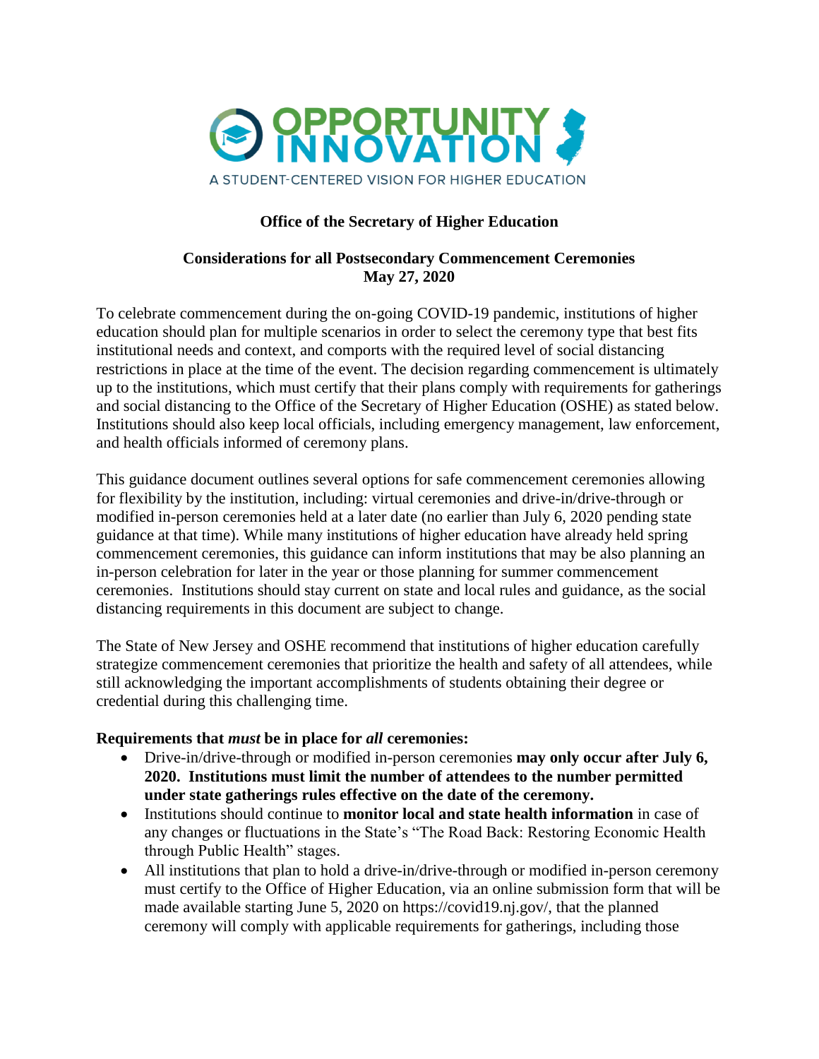OPPORTUNITY INNOVATION

A STUDENT-CENTERED VISION FOR HIGHER EDUCATION

**Office of the Secretary of Higher Education**

**Considerations for all Postsecondary Commencement Ceremonies**
**May 27, 2020**

To celebrate commencement during the on-going COVID-19 pandemic, institutions of higher education should plan for multiple scenarios in order to select the ceremony type that best fits institutional needs and context, and comports with the required level of social distancing restrictions in place at the time of the event. The decision regarding commencement is ultimately up to the institutions, which must certify that their plans comply with requirements for gatherings and social distancing to the Office of the Secretary of Higher Education (OSHE) as stated below. Institutions should also keep local officials, including emergency management, law enforcement, and health officials informed of ceremony plans.

This guidance document outlines several options for safe commencement ceremonies allowing for flexibility by the institution, including: virtual ceremonies and drive-in/drive-through or modified in-person ceremonies held at a later date (no earlier than July 6, 2020 pending state guidance at that time). While many institutions of higher education have already held spring commencement ceremonies, this guidance can inform institutions that may be also planning an in-person celebration for later in the year or those planning for summer commencement ceremonies. Institutions should stay current on state and local rules and guidance, as the social distancing requirements in this document are subject to change.

The State of New Jersey and OSHE recommend that institutions of higher education carefully strategize commencement ceremonies that prioritize the health and safety of all attendees, while still acknowledging the important accomplishments of students obtaining their degree or credential during this challenging time.

**Requirements that *must* be in place for *all* ceremonies:**

- Drive-in/drive-through or modified in-person ceremonies **may only occur after July 6, 2020. Institutions must limit the number of attendees to the number permitted under state gatherings rules effective on the date of the ceremony.**
- Institutions should continue to **monitor local and state health information** in case of any changes or fluctuations in the State's "The Road Back: Restoring Economic Health through Public Health" stages.
- All institutions that plan to hold a drive-in/drive-through or modified in-person ceremony must certify to the Office of Higher Education, via an online submission form that will be made available starting June 5, 2020 on https://covid19.nj.gov/, that the planned ceremony will comply with applicable requirements for gatherings, including those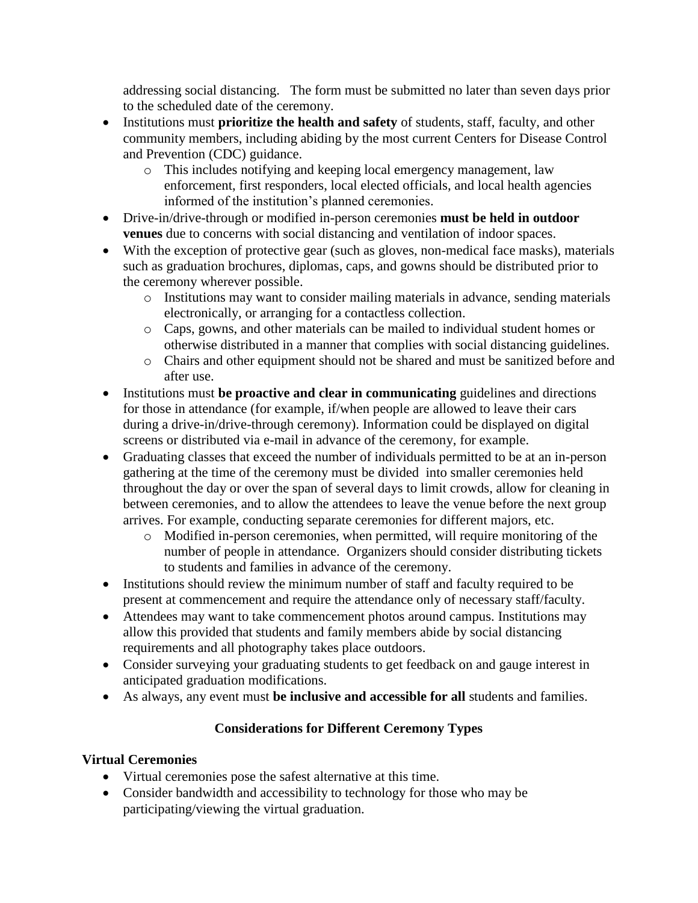addressing social distancing. The form must be submitted no later than seven days prior to the scheduled date of the ceremony.

- Institutions must **prioritize the health and safety** of students, staff, faculty, and other community members, including abiding by the most current Centers for Disease Control and Prevention (CDC) guidance.
  - This includes notifying and keeping local emergency management, law enforcement, first responders, local elected officials, and local health agencies informed of the institution's planned ceremonies.
- Drive-in/drive-through or modified in-person ceremonies **must be held in outdoor venues** due to concerns with social distancing and ventilation of indoor spaces.
- With the exception of protective gear (such as gloves, non-medical face masks), materials such as graduation brochures, diplomas, caps, and gowns should be distributed prior to the ceremony wherever possible.
  - Institutions may want to consider mailing materials in advance, sending materials electronically, or arranging for a contactless collection.
  - Caps, gowns, and other materials can be mailed to individual student homes or otherwise distributed in a manner that complies with social distancing guidelines.
  - Chairs and other equipment should not be shared and must be sanitized before and after use.
- Institutions must **be proactive and clear in communicating** guidelines and directions for those in attendance (for example, if/when people are allowed to leave their cars during a drive-in/drive-through ceremony). Information could be displayed on digital screens or distributed via e-mail in advance of the ceremony, for example.
- Graduating classes that exceed the number of individuals permitted to be at an in-person gathering at the time of the ceremony must be divided into smaller ceremonies held throughout the day or over the span of several days to limit crowds, allow for cleaning in between ceremonies, and to allow the attendees to leave the venue before the next group arrives. For example, conducting separate ceremonies for different majors, etc.
  - Modified in-person ceremonies, when permitted, will require monitoring of the number of people in attendance. Organizers should consider distributing tickets to students and families in advance of the ceremony.
- Institutions should review the minimum number of staff and faculty required to be present at commencement and require the attendance only of necessary staff/faculty.
- Attendees may want to take commencement photos around campus. Institutions may allow this provided that students and family members abide by social distancing requirements and all photography takes place outdoors.
- Consider surveying your graduating students to get feedback on and gauge interest in anticipated graduation modifications.
- As always, any event must **be inclusive and accessible for all** students and families.

## Considerations for Different Ceremony Types

### Virtual Ceremonies

- Virtual ceremonies pose the safest alternative at this time.
- Consider bandwidth and accessibility to technology for those who may be participating/viewing the virtual graduation.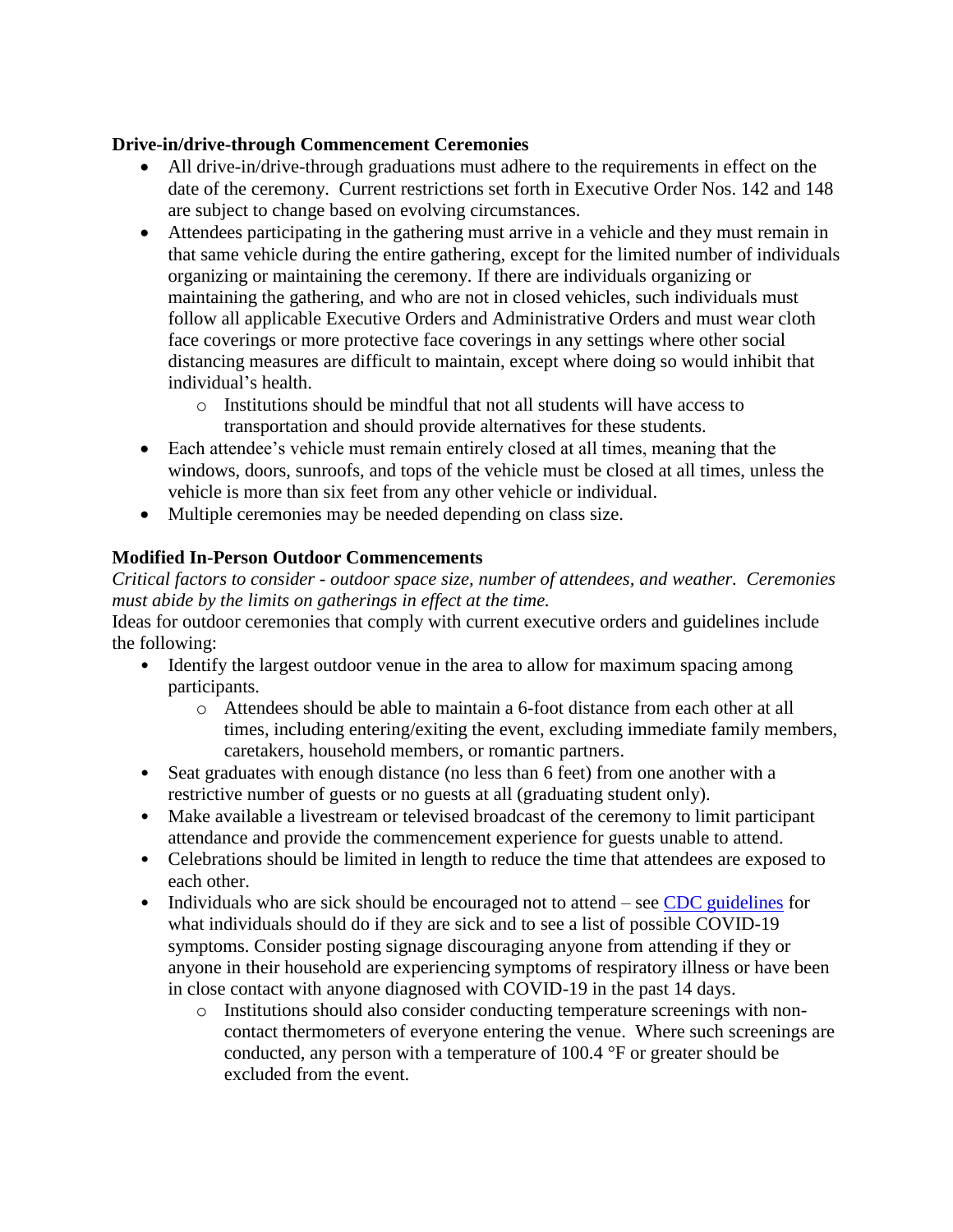**Drive-in/drive-through Commencement Ceremonies**

- All drive-in/drive-through graduations must adhere to the requirements in effect on the date of the ceremony. Current restrictions set forth in Executive Order Nos. 142 and 148 are subject to change based on evolving circumstances.
- Attendees participating in the gathering must arrive in a vehicle and they must remain in that same vehicle during the entire gathering, except for the limited number of individuals organizing or maintaining the ceremony. If there are individuals organizing or maintaining the gathering, and who are not in closed vehicles, such individuals must follow all applicable Executive Orders and Administrative Orders and must wear cloth face coverings or more protective face coverings in any settings where other social distancing measures are difficult to maintain, except where doing so would inhibit that individual's health.
  - Institutions should be mindful that not all students will have access to transportation and should provide alternatives for these students.
- Each attendee's vehicle must remain entirely closed at all times, meaning that the windows, doors, sunroofs, and tops of the vehicle must be closed at all times, unless the vehicle is more than six feet from any other vehicle or individual.
- Multiple ceremonies may be needed depending on class size.

**Modified In-Person Outdoor Commencements**

*Critical factors to consider - outdoor space size, number of attendees, and weather. Ceremonies must abide by the limits on gatherings in effect at the time.*

Ideas for outdoor ceremonies that comply with current executive orders and guidelines include the following:

- Identify the largest outdoor venue in the area to allow for maximum spacing among participants.
  - Attendees should be able to maintain a 6-foot distance from each other at all times, including entering/exiting the event, excluding immediate family members, caretakers, household members, or romantic partners.
- Seat graduates with enough distance (no less than 6 feet) from one another with a restrictive number of guests or no guests at all (graduating student only).
- Make available a livestream or televised broadcast of the ceremony to limit participant attendance and provide the commencement experience for guests unable to attend.
- Celebrations should be limited in length to reduce the time that attendees are exposed to each other.
- Individuals who are sick should be encouraged not to attend – see [CDC guidelines] for what individuals should do if they are sick and to see a list of possible COVID-19 symptoms. Consider posting signage discouraging anyone from attending if they or anyone in their household are experiencing symptoms of respiratory illness or have been in close contact with anyone diagnosed with COVID-19 in the past 14 days.
  - Institutions should also consider conducting temperature screenings with non-contact thermometers of everyone entering the venue. Where such screenings are conducted, any person with a temperature of 100.4 °F or greater should be excluded from the event.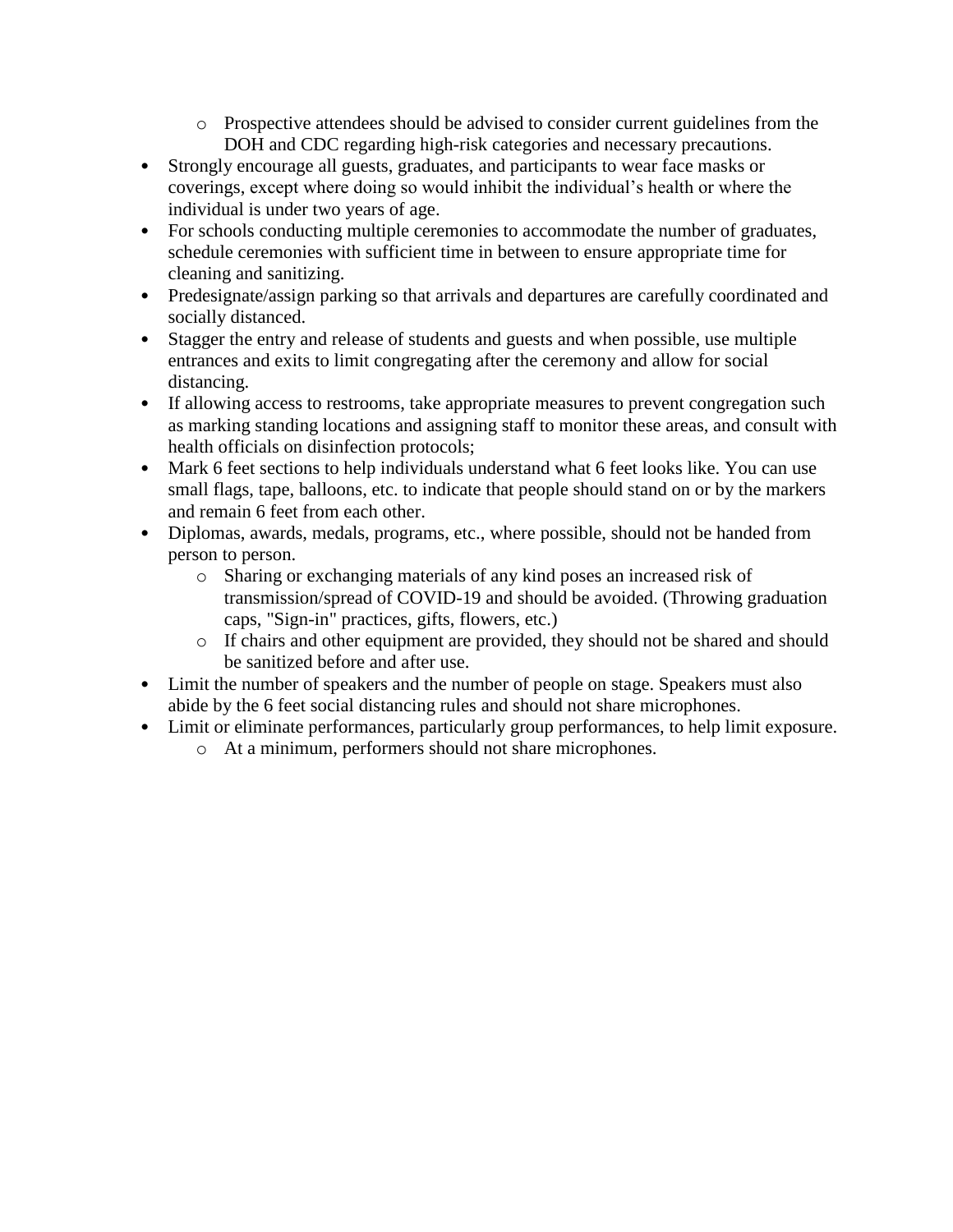- Prospective attendees should be advised to consider current guidelines from the DOH and CDC regarding high-risk categories and necessary precautions.
- Strongly encourage all guests, graduates, and participants to wear face masks or coverings, except where doing so would inhibit the individual's health or where the individual is under two years of age.
- For schools conducting multiple ceremonies to accommodate the number of graduates, schedule ceremonies with sufficient time in between to ensure appropriate time for cleaning and sanitizing.
- Predesignate/assign parking so that arrivals and departures are carefully coordinated and socially distanced.
- Stagger the entry and release of students and guests and when possible, use multiple entrances and exits to limit congregating after the ceremony and allow for social distancing.
- If allowing access to restrooms, take appropriate measures to prevent congregation such as marking standing locations and assigning staff to monitor these areas, and consult with health officials on disinfection protocols;
- Mark 6 feet sections to help individuals understand what 6 feet looks like. You can use small flags, tape, balloons, etc. to indicate that people should stand on or by the markers and remain 6 feet from each other.
- Diplomas, awards, medals, programs, etc., where possible, should not be handed from person to person.
    - Sharing or exchanging materials of any kind poses an increased risk of transmission/spread of COVID-19 and should be avoided. (Throwing graduation caps, "Sign-in" practices, gifts, flowers, etc.)
    - If chairs and other equipment are provided, they should not be shared and should be sanitized before and after use.
- Limit the number of speakers and the number of people on stage. Speakers must also abide by the 6 feet social distancing rules and should not share microphones.
- Limit or eliminate performances, particularly group performances, to help limit exposure.
    - At a minimum, performers should not share microphones.